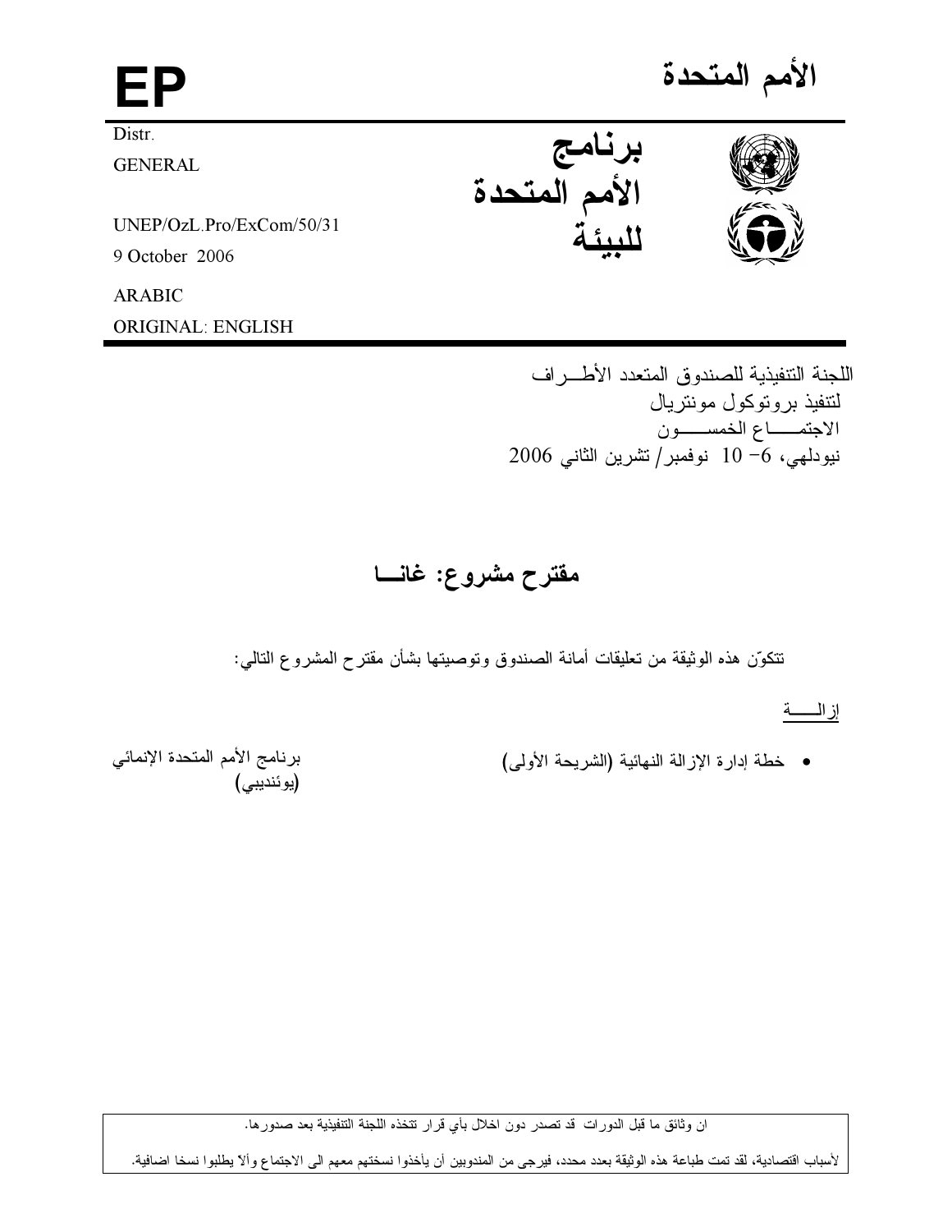**EP**

# الأمم المتحدة

**برنامج الأمم المتحدة للبيئة**

Distr.
GENERAL

UNEP/OzL.Pro/ExCom/50/31
9 October 2006

ARABIC
ORIGINAL: ENGLISH

اللجنة التنفيذية للصندوق المتعدد الأطـراف
لتنفيذ بروتوكول مونتريال
الاجتمـاع الخمسـون
نيودلهي، 6- 10 نوفمبر/ تشرين الثاني 2006

## مقترح مشروع: غانـا

تتكوّن هذه الوثيقة من تعليقات أمانة الصندوق وتوصيتها بشأن مقترح المشروع التالي:

إزالـــة

- خطة إدارة الإزالة النهائية (الشريحة الأولى) — برنامج الأمم المتحدة الإنمائي (يوئنديبي)

---

ان وثائق ما قبل الدورات قد تصدر دون اخلال بأي قرار تتخذه اللجنة التنفيذية بعد صدورها.

لأسباب اقتصادية، لقد تمت طباعة هذه الوثيقة بعدد محدد، فيرجى من المندوبين أن يأخذوا نسختهم معهم الى الاجتماع وألاّ يطلبوا نسخا اضافية.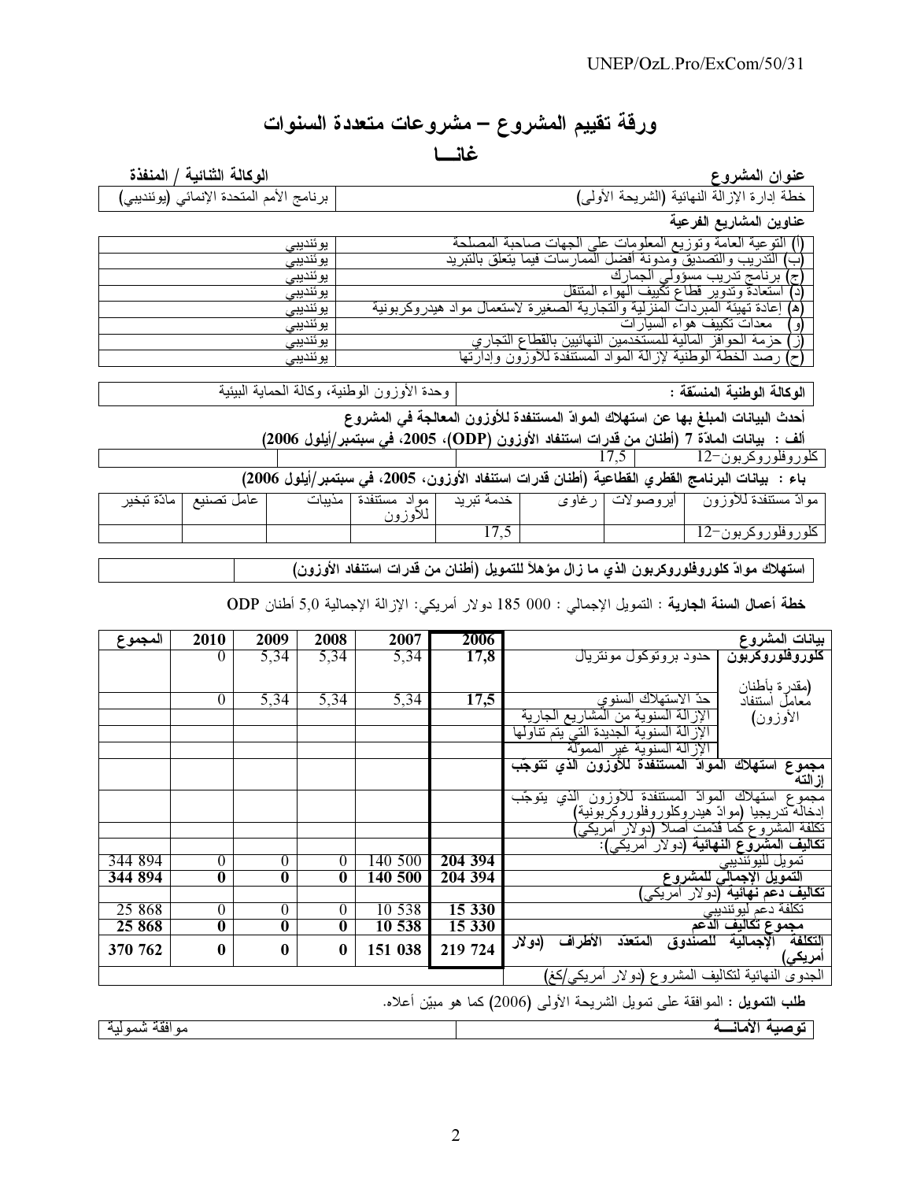# ورقة تقييم المشروع – مشروعات متعددة السنوات

## غانـــا

| عنوان المشروع | الوكالة الثنائية / المنفذة |
|---|---|
| خطة إدارة الإزالة النهائية (الشريحة الأولى) | برنامج الأمم المتحدة الإنمائي (يوئنديبي) |

**عناوين المشاريع الفرعية**

| | |
|---|---|
| (أ) التوعية العامة وتوزيع المعلومات على الجهات صاحبة المصلحة | يوئنديبي |
| (ب) التدريب والتصديق ومدونة أفضل الممارسات فيما يتعلق بالتبريد | يوئنديبي |
| (ج) برنامج تدريب مسؤولي الجمارك | يوئنديبي |
| (د) استعادة وتدوير قطاع تكييف الهواء المتنقل | يوئنديبي |
| (هـ) إعادة تهيئة المبردات المنزلية والتجارية الصغيرة لاستعمال مواد هيدروكربونية | يوئنديبي |
| (و) معدات تكييف هواء السيارات | يوئنديبي |
| (ز) حزمة الحوافز المالية للمستخدمين النهائيين بالقطاع التجاري | يوئنديبي |
| (ح) رصد الخطة الوطنية لإزالة المواد المستنفدة للأوزون وإدارتها | يوئنديبي |

| الوكالة الوطنية المنسّقة : | وحدة الأوزون الوطنية، وكالة الحماية البيئية |
|---|---|

**أحدث البيانات المبلغ بها عن استهلاك الموادّ المستنفدة للأوزون المعالجة في المشروع**

**ألف : بيانات المادّة 7 (أطنان من قدرات استنفاد الأوزون (ODP)، 2005، في سبتمبر/أيلول 2006)**

| | | |
|---|---|---|
| كلوروفلوروكربون-12 | 17,5 | |

**باء : بيانات البرنامج القطري القطاعية (أطنان قدرات استنفاد الأوزون، 2005، في سبتمبر/أيلول 2006)**

| موادّ مستنفدة للأوزون | أيروصولات | رغاوى | خدمة تبريد | مواد مستنفدة للأوزون | مذيبات | عامل تصنيع | مادّة تبخير |
|---|---|---|---|---|---|---|---|
| كلوروفلوروكربون-12 | | | 17,5 | | | | |

| استهلاك موادّ كلوروفلوروكربون الذي ما زال مؤهلاً للتمويل (أطنان من قدرات استنفاد الأوزون) | |
|---|---|

**خطة أعمال السنة الجارية** : التمويل الإجمالي : 000 185 دولار أمريكي: الإزالة الإجمالية 5,0 أطنان ODP

| بيانات المشروع | | 2006 | 2007 | 2008 | 2009 | 2010 | المجموع |
|---|---|---|---|---|---|---|---|
| **كلوروفلوروكربون** (مقدرة بأطنان معامل استنفاد الأوزون) | حدود بروتوكول مونتريال | **17,8** | 5,34 | 5,34 | 5,34 | 0 | |
| | حدّ الاستهلاك السنوي | **17,5** | 5,34 | 5,34 | 5,34 | 0 | |
| | الإزالة السنوية من المشاريع الجارية | | | | | | |
| | الإزالة السنوية الجديدة التي يتم تناولها | | | | | | |
| | الإزالة السنوية غير المموّلة | | | | | | |
| **مجموع استهلاك الموادّ المستنفدة للأوزون الذي تتوجّب إزالته** | | | | | | | |
| مجموع استهلاك الموادّ المستنفدة للأوزون الذي يتوجّب إدخاله تدريجيا (موادّ هيدروكلوروفلوروكربونية) | | | | | | | |
| تكلفة المشروع كما قدّمت أصلا (دولار أمريكي) | | | | | | | |
| **تكاليف المشروع النهائية** (دولار أمريكي): | | | | | | | |
| تمويل لليوئنديبي | | **204 394** | 140 500 | 0 | 0 | 0 | 344 894 |
| **التمويل الإجمالي للمشروع** | | **204 394** | **140 500** | **0** | **0** | **0** | **344 894** |
| **تكاليف دعم نهائية** (دولار أمريكي) | | | | | | | |
| تكلفة دعم ليوئنديبي | | **15 330** | 10 538 | 0 | 0 | 0 | 25 868 |
| **مجموع تكاليف الدعم** | | **15 330** | **10 538** | **0** | **0** | **0** | **25 868** |
| **التكلفة الإجمالية للصندوق المتعدّد الأطراف (دولار أمريكي)** | | **219 724** | **151 038** | **0** | **0** | **0** | **370 762** |
| الجدوى النهائية لتكاليف المشروع (دولار أمريكي/كغ) | | | | | | | |

**طلب التمويل** : الموافقة على تمويل الشريحة الأولى (2006) كما هو مبيّن أعلاه.

| **توصية الأمانـــة** | موافقة شمولية |
|---|---|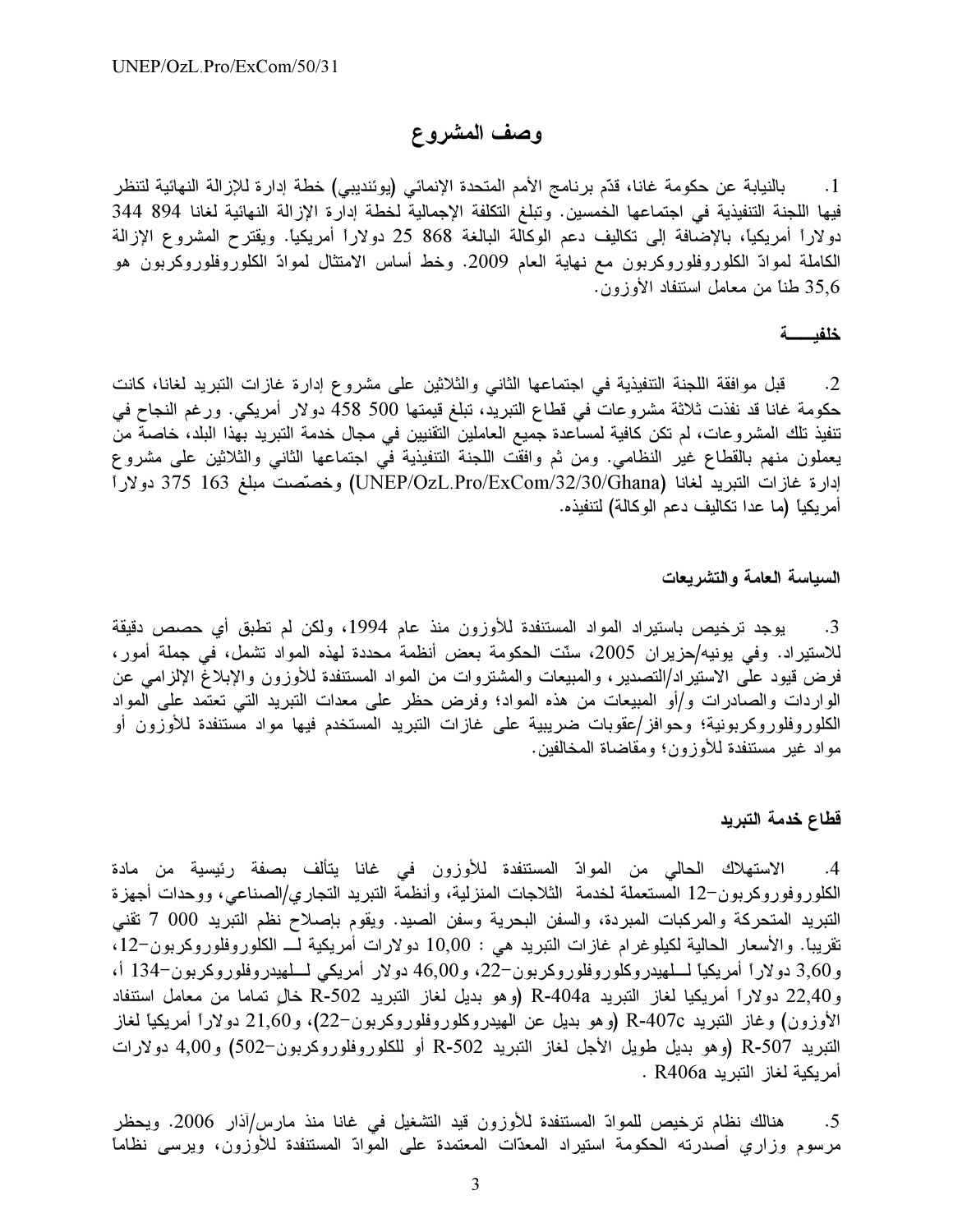# وصف المشروع

1. بالنيابة عن حكومة غانا، قدّم برنامج الأمم المتحدة الإنمائي (يوئنديبي) خطة إدارة للإزالة النهائية لتنظر فيها اللجنة التنفيذية في اجتماعها الخمسين. وتبلغ التكلفة الإجمالية لخطة إدارة الإزالة النهائية لغانا 894 344 دولاراً أمريكياً، بالإضافة إلى تكاليف دعم الوكالة البالغة 868 25 دولاراً أمريكياً. ويقترح المشروع الإزالة الكاملة لموادّ الكلوروفلوروكربون مع نهاية العام 2009. وخط أساس الامتثال لموادّ الكلوروفلوروكربون هو 35,6 طناً من معامل استنفاد الأوزون.

## خلفيـــــة

2. قبل موافقة اللجنة التنفيذية في اجتماعها الثاني والثلاثين على مشروع إدارة غازات التبريد لغانا، كانت حكومة غانا قد نفذت ثلاثة مشروعات في قطاع التبريد، تبلغ قيمتها 500 458 دولار أمريكي. ورغم النجاح في تنفيذ تلك المشروعات، لم تكن كافية لمساعدة جميع العاملين التقنيين في مجال خدمة التبريد بهذا البلد، خاصة من يعملون منهم بالقطاع غير النظامي. ومن ثم وافقت اللجنة التنفيذية في اجتماعها الثاني والثلاثين على مشروع إدارة غازات التبريد لغانا (UNEP/OzL.Pro/ExCom/32/30/Ghana) وخصّصت مبلغ 163 375 دولاراً أمريكياً (ما عدا تكاليف دعم الوكالة) لتنفيذه.

### السياسة العامة والتشريعات

3. يوجد ترخيص باستيراد المواد المستنفدة للأوزون منذ عام 1994، ولكن لم تطبق أي حصص دقيقة للاستيراد. وفي يونيه/حزيران 2005، سنّت الحكومة بعض أنظمة محددة لهذه المواد تشمل، في جملة أمور، فرض قيود على الاستيراد/التصدير، والمبيعات والمشتروات من المواد المستنفدة للأوزون والإبلاغ الإلزامي عن الواردات والصادرات و/أو المبيعات من هذه المواد؛ وفرض حظر على معدات التبريد التي تعتمد على المواد الكلوروفلوروكربونية؛ وحوافز/عقوبات ضريبية على غازات التبريد المستخدم فيها مواد مستنفدة للأوزون أو مواد غير مستنفدة للأوزون؛ ومقاضاة المخالفين.

### قطاع خدمة التبريد

4. الاستهلاك الحالي من الموادّ المستنفدة للأوزون في غانا يتألف بصفة رئيسية من مادة الكلوروفوروكربون-12 المستعملة لخدمة الثلاجات المنزلية، وأنظمة التبريد التجاري/الصناعي، ووحدات أجهزة التبريد المتحركة والمركبات المبردة، والسفن البحرية وسفن الصيد. ويقوم بإصلاح نظم التبريد 000 7 تقني تقريباً. والأسعار الحالية لكيلوغرام غازات التبريد هي : 10,00 دولارات أمريكية لـــ الكلوروفلوروكربون-12، و3,60 دولاراً أمريكياً لـــلهيدروكلوروفلوروكربون-22، و46,00 دولار أمريكي لـــلهيدروفلوروكربون-134 أ، و22,40 دولاراً أمريكيا لغاز التبريد R-404a (وهو بديل لغاز التبريد R-502 خالٍ تماما من معامل استنفاد الأوزون) وغاز التبريد R-407c (وهو بديل عن الهيدروكلوروفلوروكربون-22)، و21,60 دولاراً أمريكياً لغاز التبريد R-507 (وهو بديل طويل الأجل لغاز التبريد R-502 أو للكلوروفلوروكربون-502) و4,00 دولارات أمريكية لغاز التبريد R406a .

5. هنالك نظام ترخيص للموادّ المستنفدة للأوزون قيد التشغيل في غانا منذ مارس/آذار 2006. ويحظر مرسوم وزاري أصدرته الحكومة استيراد المعدّات المعتمدة على الموادّ المستنفدة للأوزون، ويرسى نظاماً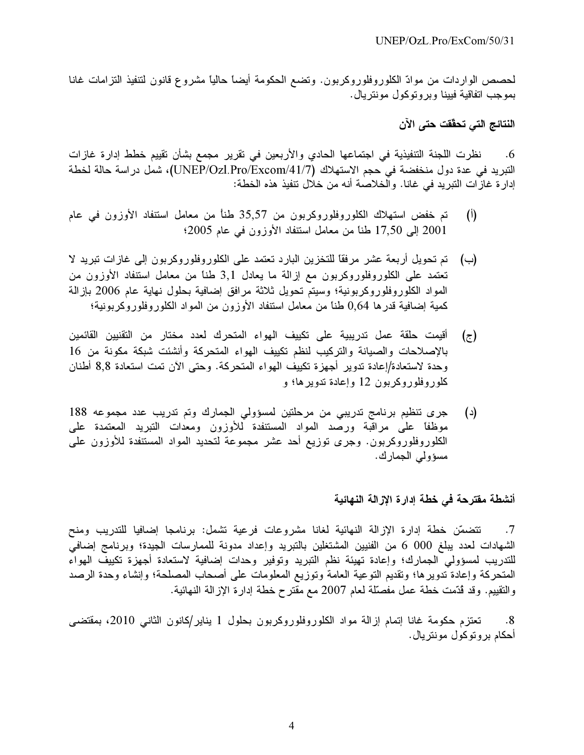لحصص الواردات من موادّ الكلوروفلوروكربون. وتضع الحكومة أيضاً حالياً مشروع قانون لتنفيذ التزامات غانا بموجب اتفاقية فيينا وبروتوكول مونتريال.

**النتائج التي تحقّقت حتى الآن**

6. نظرت اللجنة التنفيذية في اجتماعها الحادي والأربعين في تقرير مجمع بشأن تقييم خطط إدارة غازات التبريد في عدة دول منخفضة في حجم الاستهلاك (UNEP/Ozl.Pro/Excom/41/7)، شمل دراسة حالة لخطة إدارة غازات التبريد في غانا. والخلاصة أنه من خلال تنفيذ هذه الخطة:

(أ) تم خفض استهلاك الكلوروفلوروكربون من 35,57 طناً من معامل استنفاد الأوزون في عام 2001 إلى 17,50 طناً من معامل استنفاد الأوزون في عام 2005؛

(ب) تم تحويل أربعة عشر مرفقاً للتخزين البارد تعتمد على الكلوروفلوروكربون إلى غازات تبريد لا تعتمد على الكلوروفلوروكربون مع إزالة ما يعادل 3,1 طناً من معامل استنفاد الأوزون من المواد الكلوروفلوروكربونية؛ وسيتم تحويل ثلاثة مرافق إضافية بحلول نهاية عام 2006 بإزالة كمية إضافية قدرها 0,64 طناً من معامل استنفاد الأوزون من المواد الكلوروفلوروكربونية؛

(ج) أقيمت حلقة عمل تدريبية على تكييف الهواء المتحرك لعدد مختار من التقنيين القائمين بالإصلاحات والصيانة والتركيب لنظم تكييف الهواء المتحركة وأنشئت شبكة مكونة من 16 وحدة لاستعادة/إعادة تدوير أجهزة تكييف الهواء المتحركة. وحتى الآن تمت استعادة 8,8 أطنان كلوروفلوروكربون 12 وإعادة تدويرها؛ و

(د) جرى تنظيم برنامج تدريبي من مرحلتين لمسؤولي الجمارك وتم تدريب عدد مجموعه 188 موظفاً على مراقبة ورصد المواد المستنفدة للأوزون ومعدات التبريد المعتمدة على الكلوروفلوروكربون. وجرى توزيع أحد عشر مجموعة لتحديد المواد المستنفدة للأوزون على مسؤولي الجمارك.

**أنشطة مقترحة في خطة إدارة الإزالة النهائية**

7. تتضمّن خطة إدارة الإزالة النهائية لغانا مشروعات فرعية تشمل: برنامجا إضافيا للتدريب ومنح الشهادات لعدد يبلغ 000 6 من الفنيين المشتغلين بالتبريد وإعداد مدونة للممارسات الجيدة؛ وبرنامج إضافي للتدريب لمسؤولي الجمارك؛ وإعادة تهيئة نظم التبريد وتوفير وحدات إضافية لاستعادة أجهزة تكييف الهواء المتحركة وإعادة تدويرها؛ وتقديم التوعية العامة وتوزيع المعلومات على أصحاب المصلحة؛ وإنشاء وحدة الرصد والتقييم. وقد قُدّمت خطة عمل مفصّلة لعام 2007 مع مقترح خطة إدارة الإزالة النهائية.

8. تعتزم حكومة غانا إتمام إزالة مواد الكلوروفلوروكربون بحلول 1 يناير/كانون الثاني 2010، بمقتضى أحكام بروتوكول مونتريال.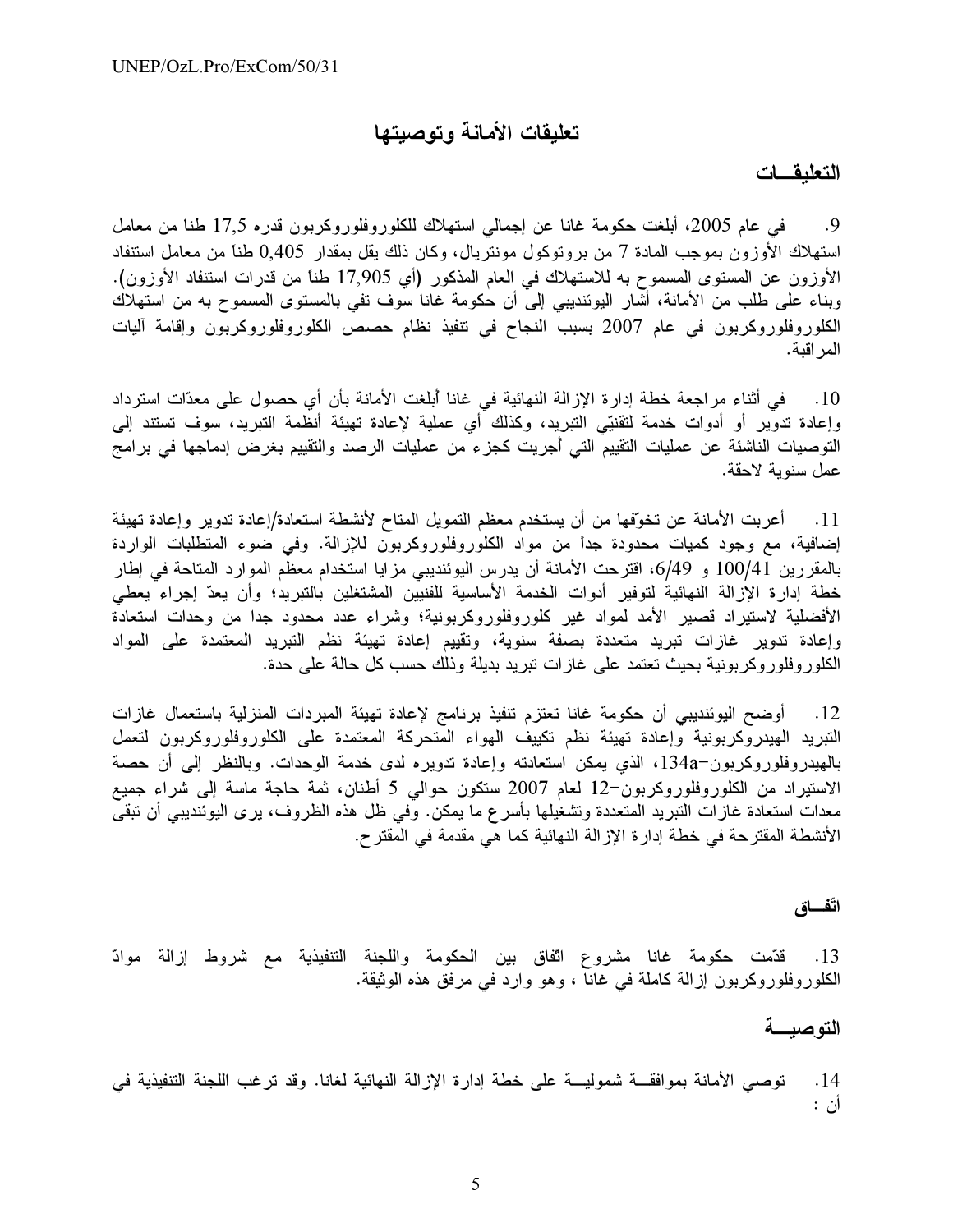## تعليقات الأمانة وتوصيتها

### التعليقـــات

9. في عام 2005، أبلغت حكومة غانا عن إجمالي استهلاك للكلوروفلوروكربون قدره 17,5 طنا من معامل استهلاك الأوزون بموجب المادة 7 من بروتوكول مونتريال، وكان ذلك يقل بمقدار 0,405 طناً من معامل استنفاد الأوزون عن المستوى المسموح به للاستهلاك في العام المذكور (أي 17,905 طناً من قدرات استنفاد الأوزون). وبناء على طلب من الأمانة، أشار اليوئنديبي إلى أن حكومة غانا سوف تفي بالمستوى المسموح به من استهلاك الكلوروفلوروكربون في عام 2007 بسبب النجاح في تنفيذ نظام حصص الكلوروفلوروكربون وإقامة آليات المراقبة.

10. في أثناء مراجعة خطة إدارة الإزالة النهائية في غانا أُبلغت الأمانة بأن أي حصول على معدّات استرداد وإعادة تدوير أو أدوات خدمة لتقنيّي التبريد، وكذلك أي عملية لإعادة تهيئة أنظمة التبريد، سوف تستند إلى التوصيات الناشئة عن عمليات التقييم التي أُجريت كجزء من عمليات الرصد والتقييم بغرض إدماجها في برامج عمل سنوية لاحقة.

11. أعربت الأمانة عن تخوّفها من أن يستخدم معظم التمويل المتاح لأنشطة استعادة/إعادة تدوير وإعادة تهيئة إضافية، مع وجود كميات محدودة جداً من مواد الكلوروفلوروكربون للإزالة. وفي ضوء المتطلبات الواردة بالمقررين 100/41 و 6/49، اقترحت الأمانة أن يدرس اليوئنديبي مزايا استخدام معظم الموارد المتاحة في إطار خطة إدارة الإزالة النهائية لتوفير أدوات الخدمة الأساسية للفنيين المشتغلين بالتبريد؛ وأن يعدّ إجراء يعطي الأفضلية لاستيراد قصير الأمد لمواد غير كلوروفلوروكربونية؛ وشراء عدد محدود جدا من وحدات استعادة وإعادة تدوير غازات تبريد متعددة بصفة سنوية، وتقييم إعادة تهيئة نظم التبريد المعتمدة على المواد الكلوروفلوروكربونية بحيث تعتمد على غازات تبريد بديلة وذلك حسب كل حالة على حدة.

12. أوضح اليوئنديبي أن حكومة غانا تعتزم تنفيذ برنامج لإعادة تهيئة المبردات المنزلية باستعمال غازات التبريد الهيدروكربونية وإعادة تهيئة نظم تكييف الهواء المتحركة المعتمدة على الكلوروفلوروكربون لتعمل بالهيدروفلوروكربون-134a، الذي يمكن استعادته وإعادة تدويره لدى خدمة الوحدات. وبالنظر إلى أن حصة الاستيراد من الكلوروفلوروكربون-12 لعام 2007 ستكون حوالي 5 أطنان، ثمة حاجة ماسة إلى شراء جميع معدات استعادة غازات التبريد المتعددة وتشغيلها بأسرع ما يمكن. وفي ظل هذه الظروف، يرى اليوئنديبي أن تبقى الأنشطة المقترحة في خطة إدارة الإزالة النهائية كما هي مقدمة في المقترح.

#### اتّفـــاق

13. قدّمت حكومة غانا مشروع اتّفاق بين الحكومة واللجنة التنفيذية مع شروط إزالة موادّ الكلوروفلوروكربون إزالة كاملة في غانا ، وهو وارد في مرفق هذه الوثيقة.

### التوصيـــة

14. توصي الأمانة بموافقـــة شموليـــة على خطة إدارة الإزالة النهائية لغانا. وقد ترغب اللجنة التنفيذية في أن :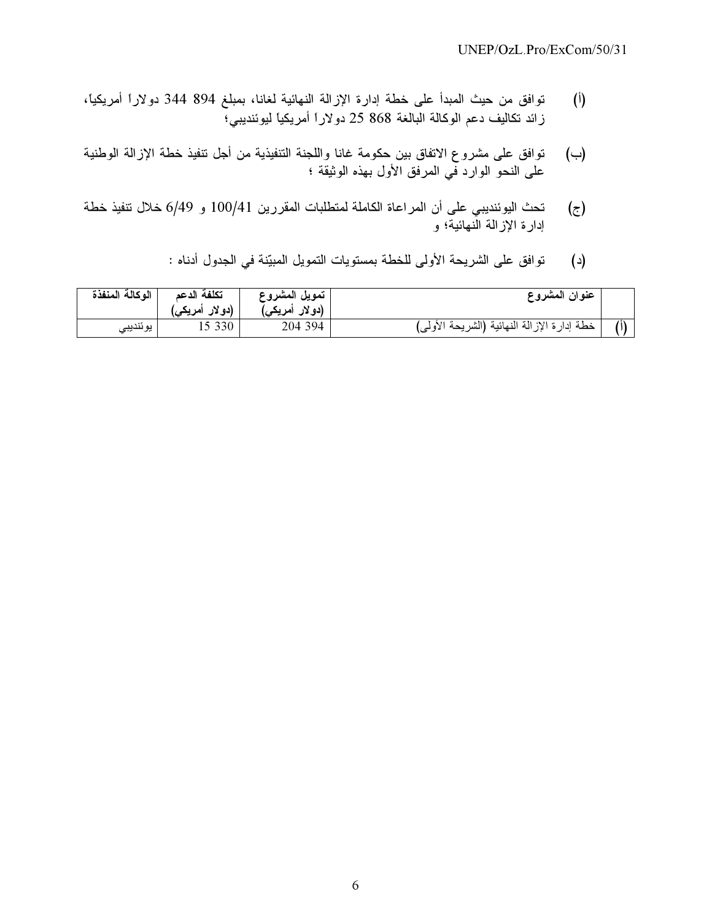(أ) توافق من حيث المبدأ على خطة إدارة الإزالة النهائية لغانا، بمبلغ 894 344 دولاراً أمريكياً، زائد تكاليف دعم الوكالة البالغة 868 25 دولاراً أمريكياً ليوئنديبي؛

(ب) توافق على مشروع الاتفاق بين حكومة غانا واللجنة التنفيذية من أجل تنفيذ خطة الإزالة الوطنية على النحو الوارد في المرفق الأول بهذه الوثيقة ؛

(ج) تحث اليوئنديبي على أن المراعاة الكاملة لمتطلبات المقررين 100/41 و 6/49 خلال تنفيذ خطة إدارة الإزالة النهائية؛ و

(د) توافق على الشريحة الأولى للخطة بمستويات التمويل المبيّنة في الجدول أدناه :

| | عنوان المشروع | تمويل المشروع (دولار أمريكي) | تكلفة الدعم (دولار أمريكي) | الوكالة المنفذة |
|---|---|---|---|---|
| (أ) | خطة إدارة الإزالة النهائية (الشريحة الأولى) | 204 394 | 15 330 | يوئنديبي |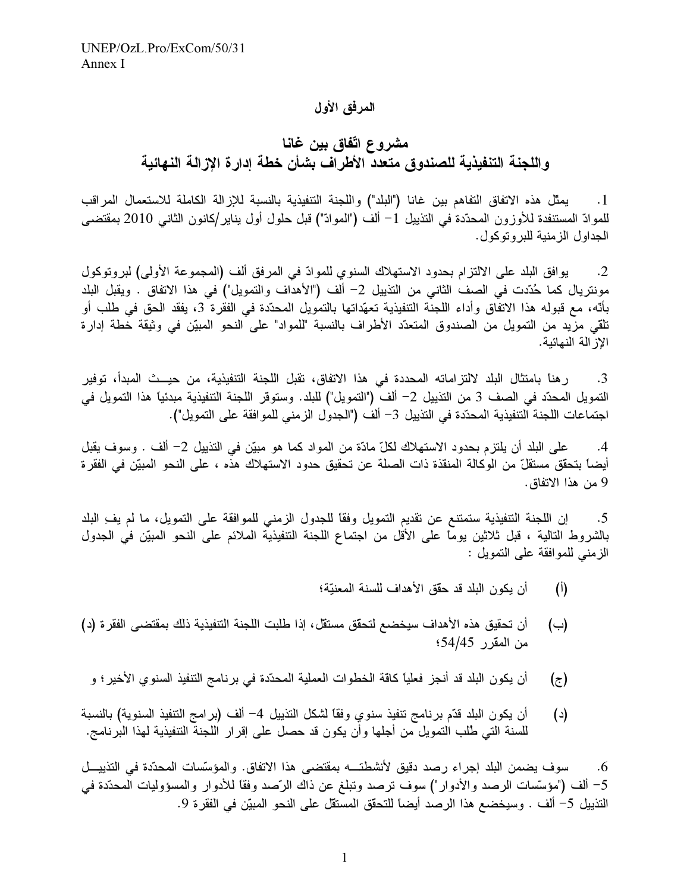## المرفق الأول

# مشروع اتّفاق بين غانا واللجنة التنفيذية للصندوق متعدد الأطراف بشأن خطة إدارة الإزالة النهائية

1. يمثّل هذه الاتفاق التفاهم بين غانا ("البلد") واللجنة التنفيذية بالنسبة للإزالة الكاملة للاستعمال المراقب للموادّ المستنفدة للأوزون المحدّدة في التذييل 1– ألف ("الموادّ") قبل حلول أول يناير/كانون الثاني 2010 بمقتضى الجداول الزمنية للبروتوكول.

2. يوافق البلد على الالتزام بحدود الاستهلاك السنوي للموادّ في المرفق ألف (المجموعة الأولى) لبروتوكول مونتريال كما حُدّدت في الصف الثاني من التذييل 2– ألف ("الأهداف والتمويل") في هذا الاتفاق . ويقبل البلد بأنّه، مع قبوله هذا الاتفاق وأداء اللجنة التنفيذية تعهّداتها بالتمويل المحدّد في الفقرة 3، يفقد الحق في طلب أو تلقي مزيد من التمويل من الصندوق المتعدّد الأطراف بالنسبة "للمواد" على النحو المبيّن في وثيقة خطة إدارة الإزالة النهائية.

3. رهناً بامتثال البلد لالتزاماته المحددة في هذا الاتفاق، تقبل اللجنة التنفيذية، من حيث المبدأ، توفير التمويل المحدّد في الصف 3 من التذييل 2– ألف ("التمويل") للبلد. وستوفر اللجنة التنفيذية مبدئياً هذا التمويل في اجتماعات اللجنة التنفيذية المحدّدة في التذييل 3– ألف ("الجدول الزمني للموافقة على التمويل").

4. على البلد أن يلتزم بحدود الاستهلاك لكلّ مادّة من المواد كما هو مبيّن في التذييل 2– ألف . وسوف يقبل أيضاً بتحقّق مستقلّ من الوكالة المنفذة ذات الصلة عن تحقيق حدود الاستهلاك هذه ، على النحو المبيّن في الفقرة 9 من هذا الاتفاق.

5. إن اللجنة التنفيذية ستمتنع عن تقديم التمويل وفقاً للجدول الزمني للموافقة على التمويل، ما لم يفِ البلد بالشروط التالية ، قبل ثلاثين يوماً على الأقل من اجتماع اللجنة التنفيذية الملائم على النحو المبيّن في الجدول الزمني للموافقة على التمويل :

(أ) أن يكون البلد قد حقّق الأهداف للسنة المعنيّة؛

(ب) أن تحقيق هذه الأهداف سيخضع لتحقق مستقل، إذا طلبت اللجنة التنفيذية ذلك بمقتضى الفقرة (د) من المقرّر 54/45؛

(ج) أن يكون البلد قد أنجز فعلياً كافّة الخطوات العملية المحدّدة في برنامج التنفيذ السنوي الأخير؛ و

(د) أن يكون البلد قدّم برنامج تنفيذ سنوي وفقاً لشكل التذييل 4– ألف (برامج التنفيذ السنوية) بالنسبة للسنة التي طُلب التمويل من أجلها وأن يكون قد حصل على إقرار اللجنة التنفيذية لهذا البرنامج.

6. سوف يضمن البلد إجراء رصد دقيق لأنشطته بمقتضى هذا الاتفاق. والمؤسّسات المحدّدة في التذييل 5– ألف ("مؤسّسات الرصد والأدوار") سوف ترصد وتبلغ عن ذلك الرّصد وفقاً للأدوار والمسؤوليات المحدّدة في التذييل 5– ألف . وسيخضع هذا الرصد أيضاً للتحقق المستقل على النحو المبيّن في الفقرة 9.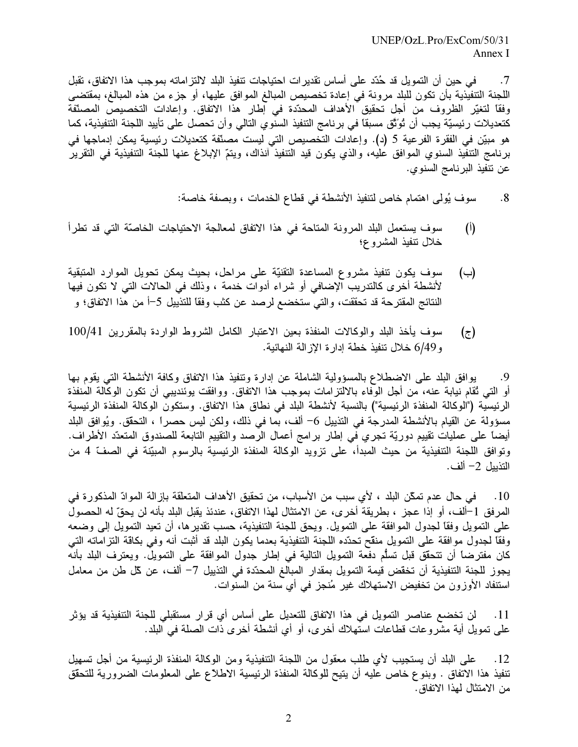7. في حين أن التمويل قد حُدّد على أساس تقديرات احتياجات تنفيذ البلد لالتزاماته بموجب هذا الاتفاق، تقبل اللجنة التنفيذية بأن تكون للبلد مرونة في إعادة تخصيص المبالغ الموافق عليها، أو جزء من هذه المبالغ، بمقتضى وفقاً لتغيّر الظروف من أجل تحقيق الأهداف المحدّدة في إطار هذا الاتفاق. وإعادات التخصيص المصنّفة كتعديلات رئيسيّة يجب أن تُوثّق مسبقاً في برنامج التنفيذ السنوي التالي وأن تحصل على تأييد اللجنة التنفيذية، كما هو مبيّن في الفقرة الفرعية 5 (د). وإعادات التخصيص التي ليست مصنّفة كتعديلات رئيسية يمكن إدماجها في برنامج التنفيذ السنوي الموافق عليه، والذي يكون قيد التنفيذ آنذاك، ويتمّ الإبلاغ عنها للجنة التنفيذية في التقرير عن تنفيذ البرنامج السنوي.

8. سوف يُولى اهتمام خاص لتنفيذ الأنشطة في قطاع الخدمات ، وبصفة خاصة:

(أ) سوف يستعمل البلد المرونة المتاحة في هذا الاتفاق لمعالجة الاحتياجات الخاصّة التي قد تطرأ خلال تنفيذ المشروع؛

(ب) سوف يكون تنفيذ مشروع المساعدة التقنيّة على مراحل، بحيث يمكن تحويل الموارد المتبقية لأنشطة أخرى كالتدريب الإضافي أو شراء أدوات خدمة ، وذلك في الحالات التي لا تكون فيها النتائج المقترحة قد تحققت، والتي ستخضع لرصد عن كثب وفقاً للتذييل 5-أ من هذا الاتفاق؛ و

(ج) سوف يأخذ البلد والوكالات المنفذة بعين الاعتبار الكامل الشروط الواردة بالمقررين 100/41 و6/49 خلال تنفيذ خطة إدارة الإزالة النهائية.

9. يوافق البلد على الاضطلاع بالمسؤولية الشاملة عن إدارة وتنفيذ هذا الاتفاق وكافة الأنشطة التي يقوم بها أو التي تُقام نيابة عنه، من أجل الوفاء بالالتزامات بموجب هذا الاتفاق. ووافقت يوئنديبي أن تكون الوكالة المنفذة الرئيسية ("الوكالة المنفذة الرئيسية") بالنسبة لأنشطة البلد في نطاق هذا الاتفاق. وستكون الوكالة المنفذة الرئيسية مسؤولة عن القيام بالأنشطة المدرجة في التذييل 6- ألف، بما في ذلك، ولكن ليس حصراً ، التحقق. ويُوافق البلد أيضاً على عمليات تقييم دوريّة تجري في إطار برامج أعمال الرصد والتقييم التابعة للصندوق المتعدّد الأطراف. وتوافق اللجنة التنفيذية من حيث المبدأ، على تزويد الوكالة المنفذة الرئيسية بالرسوم المبيّنة في الصفّ 4 من التذييل 2- ألف.

10. في حال عدم تمكّن البلد ، لأي سبب من الأسباب، من تحقيق الأهداف المتعلقة بإزالة الموادّ المذكورة في المرفق 1-ألف، أو إذا عجز ، بطريقة أخرى، عن الامتثال لهذا الاتفاق، عندئذ يقبل البلد بأنه لن يحقّ له الحصول على التمويل وفقاً لجدول الموافقة على التمويل. ويحق للجنة التنفيذية، حسب تقديرها، أن تعيد التمويل إلى وضعه وفقاً لجدول موافقة على التمويل منقّح تحدّده اللجنة التنفيذية بعدما يكون البلد قد أثبت أنه وفي بكافة التزاماته التي كان مفترضاً أن تتحقق قبل تسلُّم دفعة التمويل التالية في إطار جدول الموافقة على التمويل. ويعترف البلد بأنه يجوز للجنة التنفيذية أن تخفّض قيمة التمويل بمقدار المبالغ المحدّدة في التذييل 7- ألف، عن كلّ طن من معامل استنفاد الأوزون من تخفيض الاستهلاك غير مُنجز في أي سنة من السنوات.

11. لن تخضع عناصر التمويل في هذا الاتفاق للتعديل على أساس أي قرار مستقبلي للجنة التنفيذية قد يؤثر على تمويل أية مشروعات قطاعات استهلاك أخرى، أو أي أنشطة أخرى ذات الصلة في البلد.

12. على البلد أن يستجيب لأي طلب معقول من اللجنة التنفيذية ومن الوكالة المنفذة الرئيسية من أجل تسهيل تنفيذ هذا الاتفاق . وبنوع خاص عليه أن يتيح للوكالة المنفذة الرئيسية الاطلاع على المعلومات الضرورية للتحقق من الامتثال لهذا الاتفاق.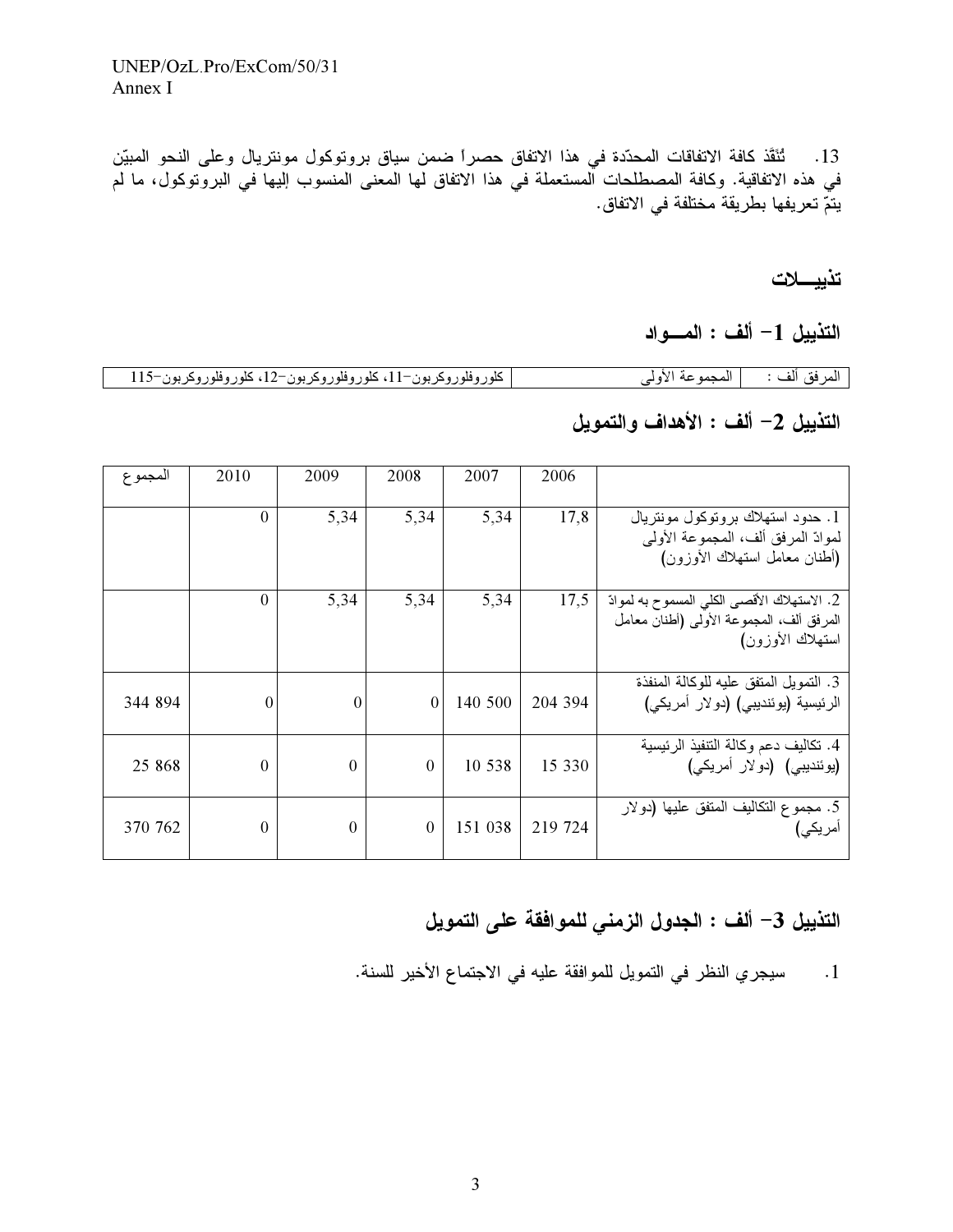13. تُنَفَّذ كافة الاتفاقات المحدّدة في هذا الاتفاق حصراً ضمن سياق بروتوكول مونتريال وعلى النحو المبيّن في هذه الاتفاقية. وكافة المصطلحات المستعملة في هذا الاتفاق لها المعنى المنسوب إليها في البروتوكول، ما لم يتمّ تعريفها بطريقة مختلفة في الاتفاق.

## تذييــــلات

### التذييل 1– ألف : المـــواد

| المرفق ألف : | المجموعة الأولى | كلوروفلوروكربون-11، كلوروفلوروكربون-12، كلوروفلوروكربون-115 |
|---|---|---|

### التذييل 2– ألف : الأهداف والتمويل

| | 2006 | 2007 | 2008 | 2009 | 2010 | المجموع |
|---|---|---|---|---|---|---|
| 1. حدود استهلاك بروتوكول مونتريال لموادّ المرفق ألف، المجموعة الأولى (أطنان معامل استهلاك الأوزون) | 17,8 | 5,34 | 5,34 | 5,34 | 0 | |
| 2. الاستهلاك الأقصى الكلي المسموح به لموادّ المرفق ألف، المجموعة الأولى (أطنان معامل استهلاك الأوزون) | 17,5 | 5,34 | 5,34 | 5,34 | 0 | |
| 3. التمويل المتفق عليه للوكالة المنفذة الرئيسية (يوئنديبي) (دولار أمريكي) | 204 394 | 140 500 | 0 | 0 | 0 | 344 894 |
| 4. تكاليف دعم وكالة التنفيذ الرئيسية (يوئنديبي) (دولار أمريكي) | 15 330 | 10 538 | 0 | 0 | 0 | 25 868 |
| 5. مجموع التكاليف المتفق عليها (دولار أمريكي) | 219 724 | 151 038 | 0 | 0 | 0 | 370 762 |

### التذييل 3– ألف : الجدول الزمني للموافقة على التمويل

1. سيجري النظر في التمويل للموافقة عليه في الاجتماع الأخير للسنة.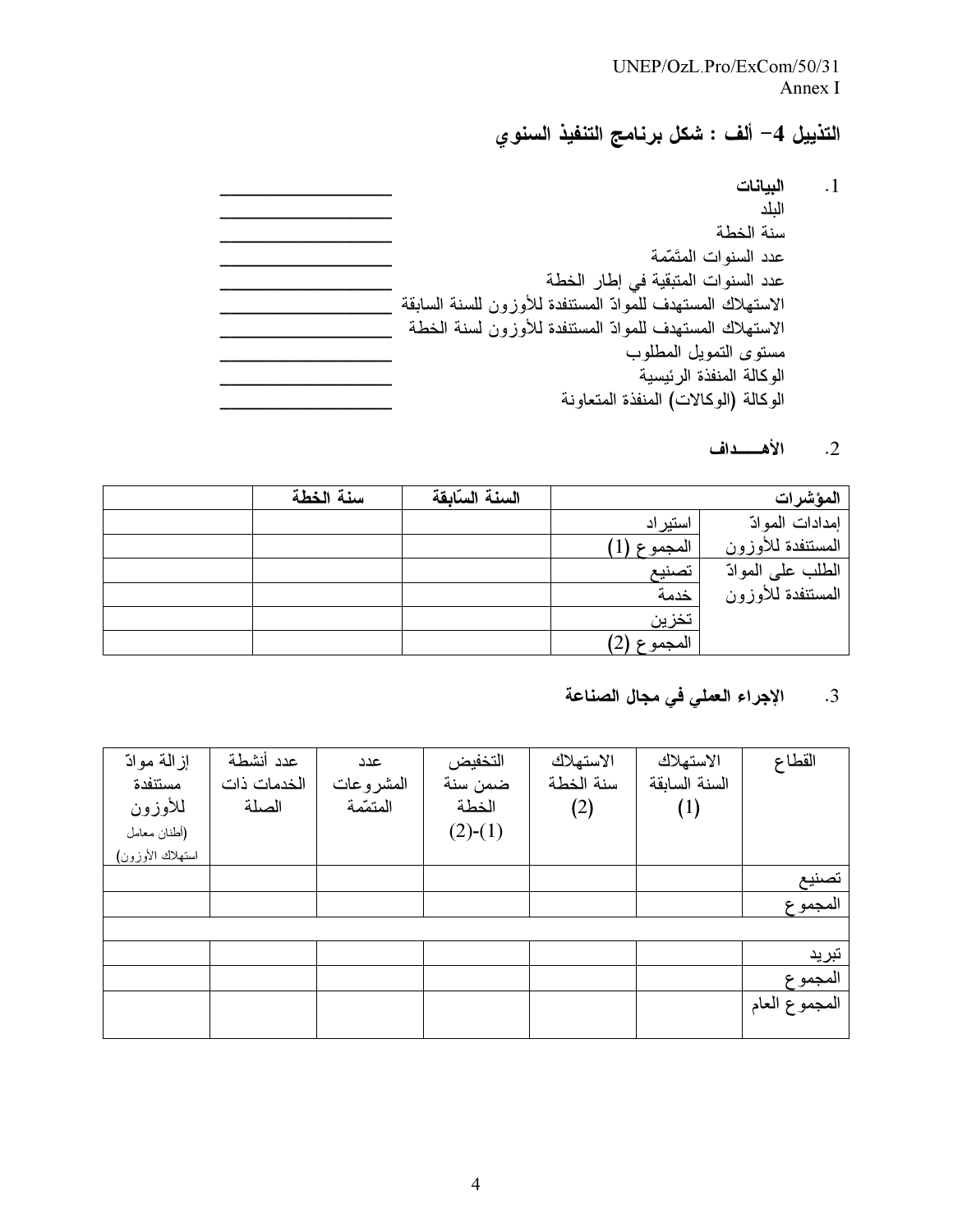## التذييل 4– ألف : شكل برنامج التنفيذ السنوي

1. **البيانات**

| | |
|---|---|
| البلد | ________________ |
| سنة الخطة | ________________ |
| عدد السنوات المتَمّمة | ________________ |
| عدد السنوات المتبقية في إطار الخطة | ________________ |
| الاستهلاك المستهدف للموادّ المستنفدة للأوزون للسنة السابقة | ________________ |
| الاستهلاك المستهدف للموادّ المستنفدة للأوزون لسنة الخطة | ________________ |
| مستوى التمويل المطلوب | ________________ |
| الوكالة المنفذة الرئيسية | ________________ |
| الوكالة (الوكالات) المنفذة المتعاونة | ________________ |

2. **الأهـــداف**

| المؤشرات | | السنة السّابقة | سنة الخطة | |
|---|---|---|---|---|
| إمدادات الموادّ المستنفدة للأوزون | استيراد | | | |
| | المجموع (1) | | | |
| الطلب على الموادّ المستنفدة للأوزون | تصنيع | | | |
| | خدمة | | | |
| | تخزين | | | |
| | المجموع (2) | | | |

3. **الإجراء العملي في مجال الصناعة**

| القطاع | الاستهلاك السنة السابقة (1) | الاستهلاك سنة الخطة (2) | التخفيض ضمن سنة الخطة (1)-(2) | عدد المشروعات المتمّمة | عدد أنشطة الخدمات ذات الصلة | إزالة موادّ مستنفدة للأوزون (أطنان معامل استهلاك الأوزون) |
|---|---|---|---|---|---|---|
| تصنيع | | | | | | |
| المجموع | | | | | | |
| | | | | | | |
| تبريد | | | | | | |
| المجموع | | | | | | |
| المجموع العام | | | | | | |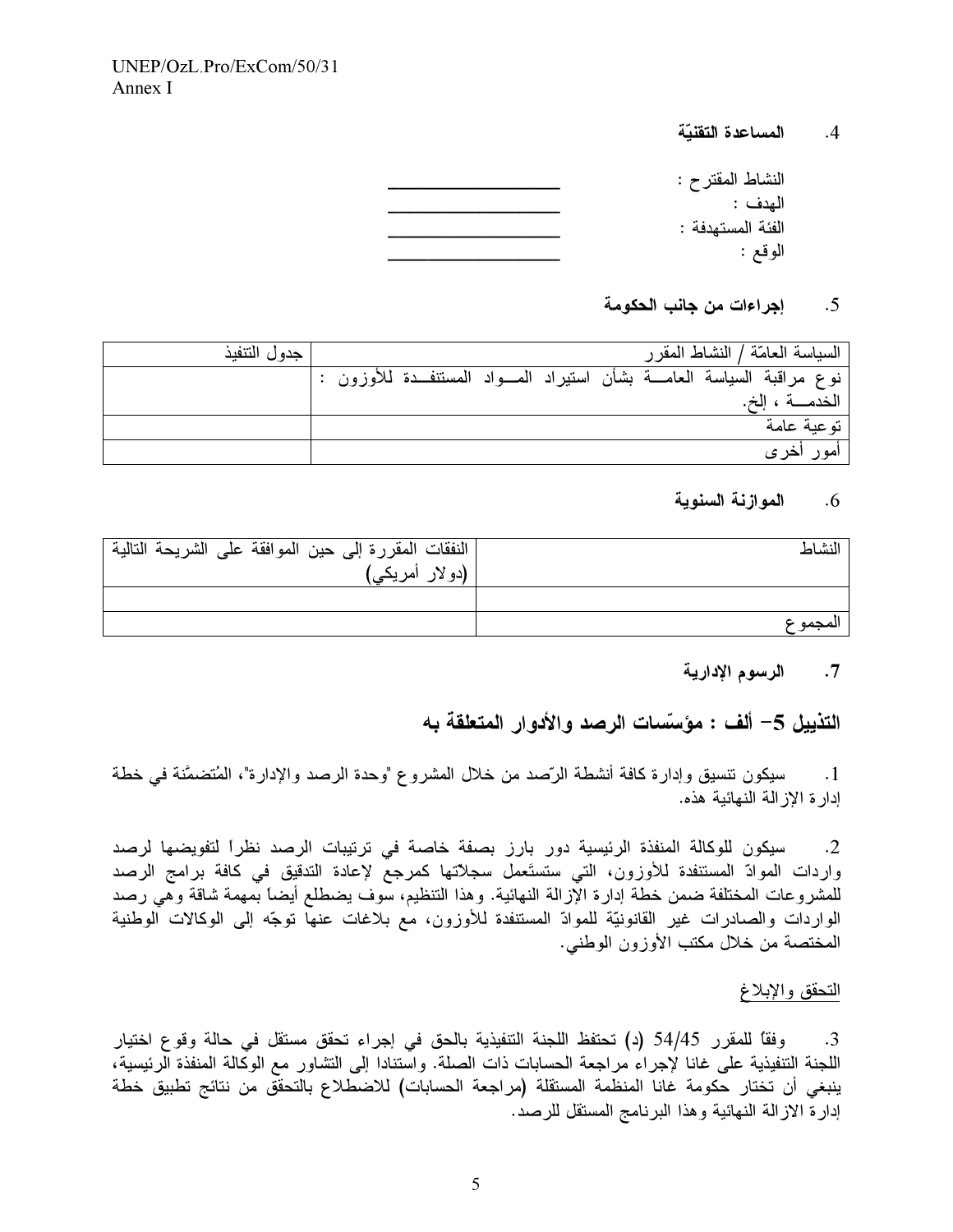### 4. المساعدة التقنيّة

النشاط المقترح : ____________________

الهدف : ____________________

الفئة المستهدفة : ____________________

الوقع : ____________________

### 5. إجراءات من جانب الحكومة

| السياسة العامّة / النشاط المقرر | جدول التنفيذ |
|---|---|
| نوع مراقبة السياسة العامـــة بشأن استيراد المـــواد المستنفـــدة للأوزون : الخدمـــة ، إلخ. | |
| توعية عامة | |
| أمور أخرى | |

### 6. الموازنة السنوية

| النشاط | النفقات المقررة إلى حين الموافقة على الشريحة التالية (دولار أمريكي) |
|---|---|
| | |
| المجموع | |

### 7. الرسوم الإدارية

## التذييل 5– ألف : مؤسّسات الرصد والأدوار المتعلقة به

1. سيكون تنسيق وإدارة كافة أنشطة الرّصد من خلال المشروع "وحدة الرصد والإدارة"، المُتضمَّنة في خطة إدارة الإزالة النهائية هذه.

2. سيكون للوكالة المنفذة الرئيسية دور بارز بصفة خاصة في ترتيبات الرصد نظراً لتفويضها لرصد واردات الموادّ المستنفدة للأوزون، التي ستستَعمل سجلاتها كمرجع لإعادة التدقيق في كافة برامج الرصد للمشروعات المختلفة ضمن خطة إدارة الإزالة النهائية. وهذا التنظيم، سوف يضطلع أيضاً بمهمة شاقة وهي رصد الواردات والصادرات غير القانونيّة للموادّ المستنفدة للأوزون، مع بلاغات عنها توجّه إلى الوكالات الوطنية المختصة من خلال مكتب الأوزون الوطني.

<u>التحقق والإبلاغ</u>

3. وفقاً للمقرر 54/45 (د) تحتفظ اللجنة التنفيذية بالحق في إجراء تحقق مستقل في حالة وقوع اختيار اللجنة التنفيذية على غانا لإجراء مراجعة الحسابات ذات الصلة. واستنادا إلى التشاور مع الوكالة المنفذة الرئيسية، ينبغي أن تختار حكومة غانا المنظمة المستقلة (مراجعة الحسابات) للاضطلاع بالتحقق من نتائج تطبيق خطة إدارة الازالة النهائية وهذا البرنامج المستقل للرصد.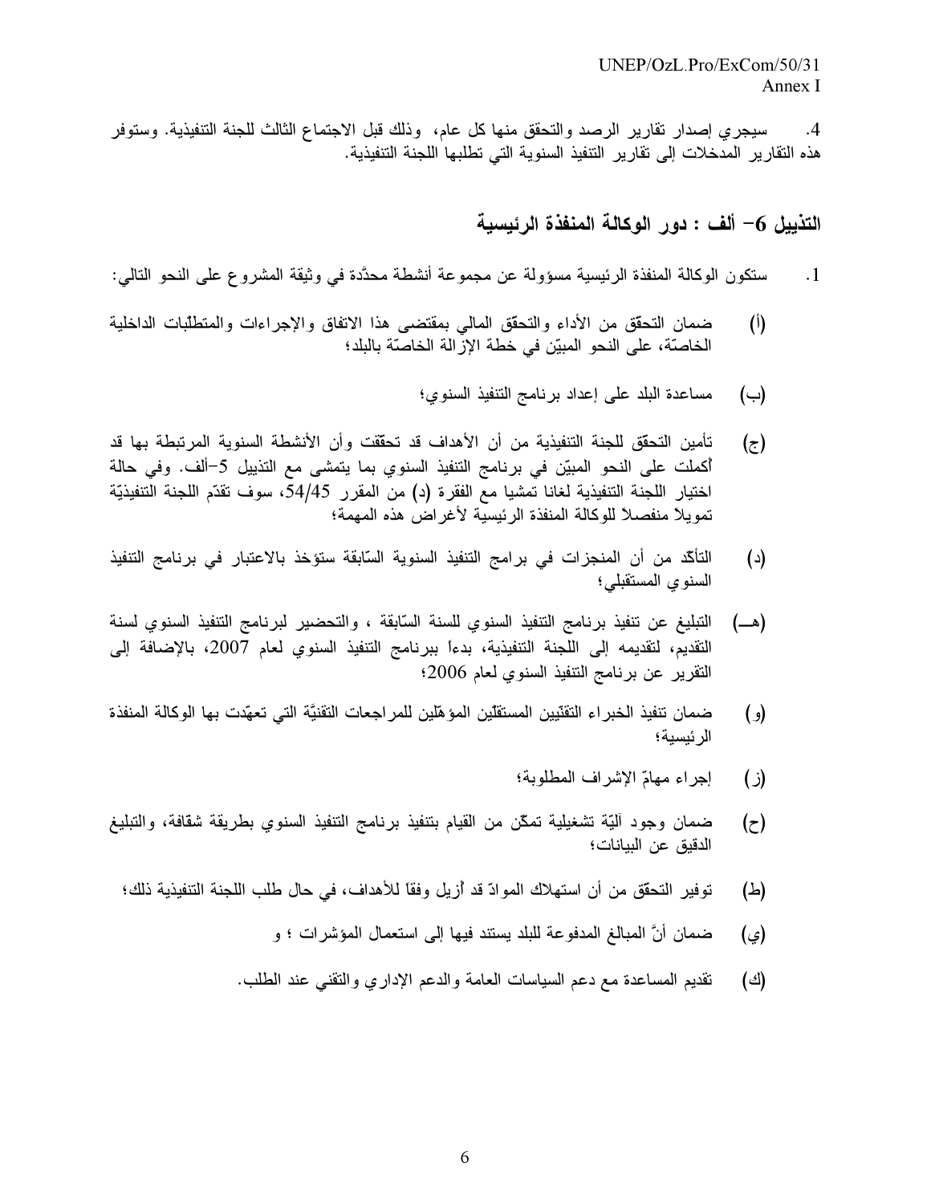4. سيجري إصدار تقارير الرصد والتحقق منها كل عام، وذلك قبل الاجتماع الثالث للجنة التنفيذية. وستوفر هذه التقارير المدخلات إلى تقارير التنفيذ السنوية التي تطلبها اللجنة التنفيذية.

## التذييل 6– ألف : دور الوكالة المنفذة الرئيسية

1. ستكون الوكالة المنفذة الرئيسية مسؤولة عن مجموعة أنشطة محدَّدة في وثيقة المشروع على النحو التالي:

(أ) ضمان التحقّق من الأداء والتحقق المالي بمقتضى هذا الاتفاق والإجراءات والمتطلّبات الداخلية الخاصّة، على النحو المبيّن في خطة الإزالة الخاصّة بالبلد؛

(ب) مساعدة البلد على إعداد برنامج التنفيذ السنوي؛

(ج) تأمين التحقّق للجنة التنفيذية من أن الأهداف قد تحققت وأن الأنشطة السنوية المرتبطة بها قد أكملت على النحو المبيّن في برنامج التنفيذ السنوي بما يتمشى مع التذييل 5–ألف. وفي حالة اختيار اللجنة التنفيذية لغانا تمشيا مع الفقرة (د) من المقرر 54/45، سوف تقدّم اللجنة التنفيذيّة تمويلاً منفصلاً للوكالة المنفذة الرئيسية لأغراض هذه المهمة؛

(د) التأكّد من أن المنجزات في برامج التنفيذ السنوية السّابقة ستؤخذ بالاعتبار في برنامج التنفيذ السنوي المستقبلي؛

(هـ) التبليغ عن تنفيذ برنامج التنفيذ السنوي للسنة السّابقة ، والتحضير لبرنامج التنفيذ السنوي لسنة التقديم، لتقديمه إلى اللجنة التنفيذية، بدءاً ببرنامج التنفيذ السنوي لعام 2007، بالإضافة إلى التقرير عن برنامج التنفيذ السنوي لعام 2006؛

(و) ضمان تنفيذ الخبراء التقنّيين المستقلّين المؤهّلين للمراجعات التقنيَّة التي تعهّدت بها الوكالة المنفذة الرئيسية؛

(ز) إجراء مهامّ الإشراف المطلوبة؛

(ح) ضمان وجود آليّة تشغيلية تمكّن من القيام بتنفيذ برنامج التنفيذ السنوي بطريقة شفافة، والتبليغ الدقيق عن البيانات؛

(ط) توفير التحقّق من أن استهلاك الموادّ قد أزيل وفقاً للأهداف، في حال طلب اللجنة التنفيذية ذلك؛

(ي) ضمان أنَّ المبالغ المدفوعة للبلد يستند فيها إلى استعمال المؤشرات ؛ و

(ك) تقديم المساعدة مع دعم السياسات العامة والدعم الإداري والتقني عند الطلب.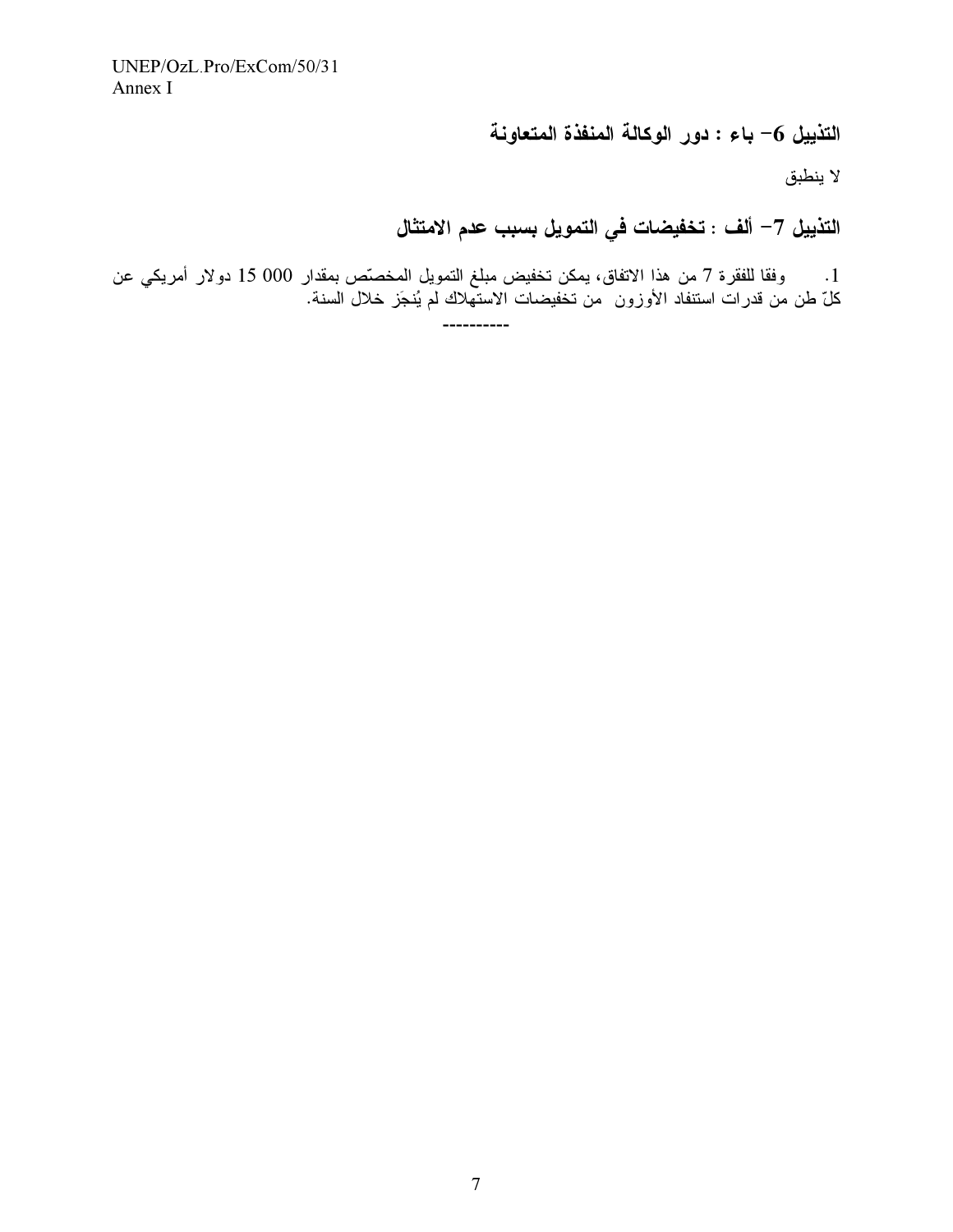## التذييل 6- باء : دور الوكالة المنفذة المتعاونة

لا ينطبق

## التذييل 7- ألف : تخفيضات في التمويل بسبب عدم الامتثال

1. وفقا للفقرة 7 من هذا الاتفاق، يمكن تخفيض مبلغ التمويل المخصّص بمقدار 000 15 دولار أمريكي عن كلّ طن من قدرات استنفاد الأوزون من تخفيضات الاستهلاك لم يُنجَز خلال السنة.

----------